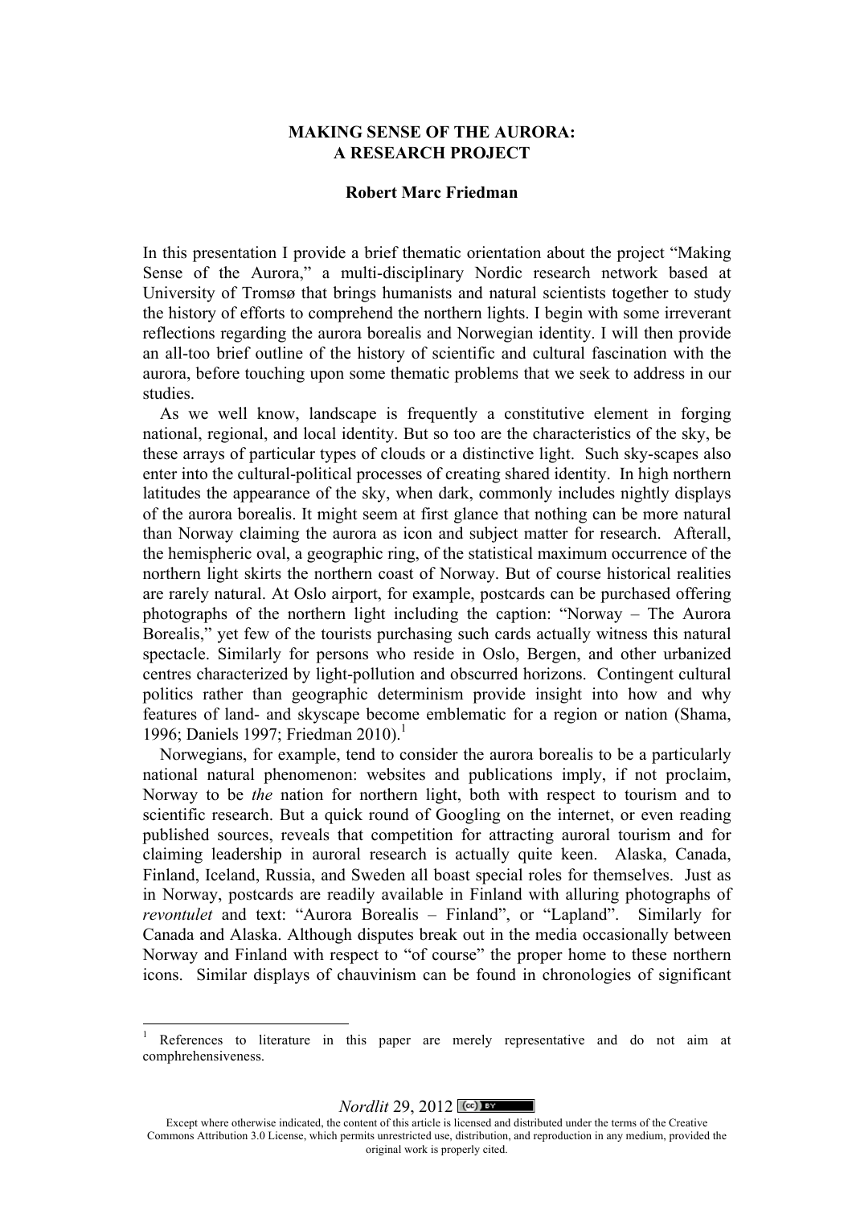# MAKING SENSE OF THE AURORA: A RESEARCH PROJECT

**Robert Marc Friedman**

In this presentation I provide a brief thematic orientation about the project "Making Sense of the Aurora," a multi-disciplinary Nordic research network based at University of Tromsø that brings humanists and natural scientists together to study the history of efforts to comprehend the northern lights. I begin with some irreverant reflections regarding the aurora borealis and Norwegian identity. I will then provide an all-too brief outline of the history of scientific and cultural fascination with the aurora, before touching upon some thematic problems that we seek to address in our studies.

As we well know, landscape is frequently a constitutive element in forging national, regional, and local identity. But so too are the characteristics of the sky, be these arrays of particular types of clouds or a distinctive light. Such sky-scapes also enter into the cultural-political processes of creating shared identity. In high northern latitudes the appearance of the sky, when dark, commonly includes nightly displays of the aurora borealis. It might seem at first glance that nothing can be more natural than Norway claiming the aurora as icon and subject matter for research. Afterall, the hemispheric oval, a geographic ring, of the statistical maximum occurrence of the northern light skirts the northern coast of Norway. But of course historical realities are rarely natural. At Oslo airport, for example, postcards can be purchased offering photographs of the northern light including the caption: "Norway – The Aurora Borealis," yet few of the tourists purchasing such cards actually witness this natural spectacle. Similarly for persons who reside in Oslo, Bergen, and other urbanized centres characterized by light-pollution and obscurred horizons. Contingent cultural politics rather than geographic determinism provide insight into how and why features of land- and skyscape become emblematic for a region or nation (Shama, 1996; Daniels 1997; Friedman 2010).[1]

Norwegians, for example, tend to consider the aurora borealis to be a particularly national natural phenomenon: websites and publications imply, if not proclaim, Norway to be *the* nation for northern light, both with respect to tourism and to scientific research. But a quick round of Googling on the internet, or even reading published sources, reveals that competition for attracting auroral tourism and for claiming leadership in auroral research is actually quite keen. Alaska, Canada, Finland, Iceland, Russia, and Sweden all boast special roles for themselves. Just as in Norway, postcards are readily available in Finland with alluring photographs of *revontulet* and text: "Aurora Borealis – Finland", or "Lapland". Similarly for Canada and Alaska. Although disputes break out in the media occasionally between Norway and Finland with respect to "of course" the proper home to these northern icons. Similar displays of chauvinism can be found in chronologies of significant

[1] References to literature in this paper are merely representative and do not aim at comphrehensiveness.

Except where otherwise indicated, the content of this article is licensed and distributed under the terms of the Creative Commons Attribution 3.0 License, which permits unrestricted use, distribution, and reproduction in any medium, provided the original work is properly cited.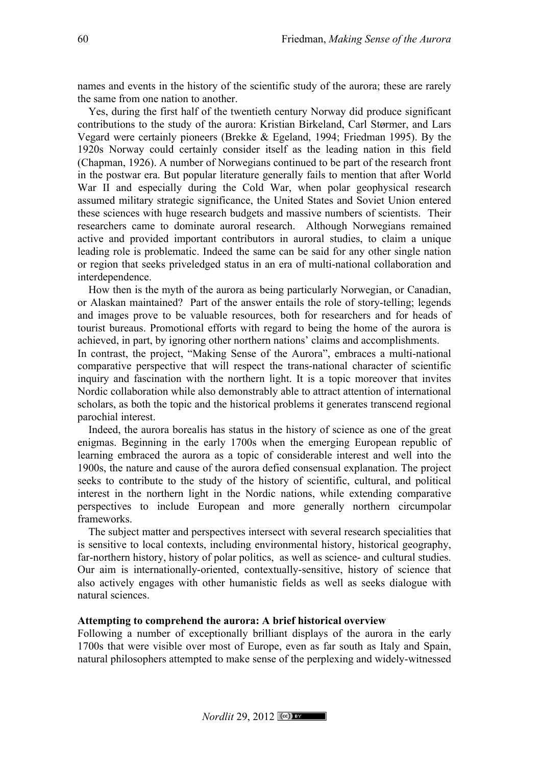names and events in the history of the scientific study of the aurora; these are rarely the same from one nation to another.

Yes, during the first half of the twentieth century Norway did produce significant contributions to the study of the aurora: Kristian Birkeland, Carl Størmer, and Lars Vegard were certainly pioneers (Brekke & Egeland, 1994; Friedman 1995). By the 1920s Norway could certainly consider itself as the leading nation in this field (Chapman, 1926). A number of Norwegians continued to be part of the research front in the postwar era. But popular literature generally fails to mention that after World War II and especially during the Cold War, when polar geophysical research assumed military strategic significance, the United States and Soviet Union entered these sciences with huge research budgets and massive numbers of scientists. Their researchers came to dominate auroral research. Although Norwegians remained active and provided important contributors in auroral studies, to claim a unique leading role is problematic. Indeed the same can be said for any other single nation or region that seeks priveledged status in an era of multi-national collaboration and interdependence.

How then is the myth of the aurora as being particularly Norwegian, or Canadian, or Alaskan maintained? Part of the answer entails the role of story-telling; legends and images prove to be valuable resources, both for researchers and for heads of tourist bureaus. Promotional efforts with regard to being the home of the aurora is achieved, in part, by ignoring other northern nations' claims and accomplishments.

In contrast, the project, "Making Sense of the Aurora", embraces a multi-national comparative perspective that will respect the trans-national character of scientific inquiry and fascination with the northern light. It is a topic moreover that invites Nordic collaboration while also demonstrably able to attract attention of international scholars, as both the topic and the historical problems it generates transcend regional parochial interest.

Indeed, the aurora borealis has status in the history of science as one of the great enigmas. Beginning in the early 1700s when the emerging European republic of learning embraced the aurora as a topic of considerable interest and well into the 1900s, the nature and cause of the aurora defied consensual explanation. The project seeks to contribute to the study of the history of scientific, cultural, and political interest in the northern light in the Nordic nations, while extending comparative perspectives to include European and more generally northern circumpolar frameworks.

The subject matter and perspectives intersect with several research specialities that is sensitive to local contexts, including environmental history, historical geography, far-northern history, history of polar politics, as well as science- and cultural studies. Our aim is internationally-oriented, contextually-sensitive, history of science that also actively engages with other humanistic fields as well as seeks dialogue with natural sciences.

**Attempting to comprehend the aurora: A brief historical overview**

Following a number of exceptionally brilliant displays of the aurora in the early 1700s that were visible over most of Europe, even as far south as Italy and Spain, natural philosophers attempted to make sense of the perplexing and widely-witnessed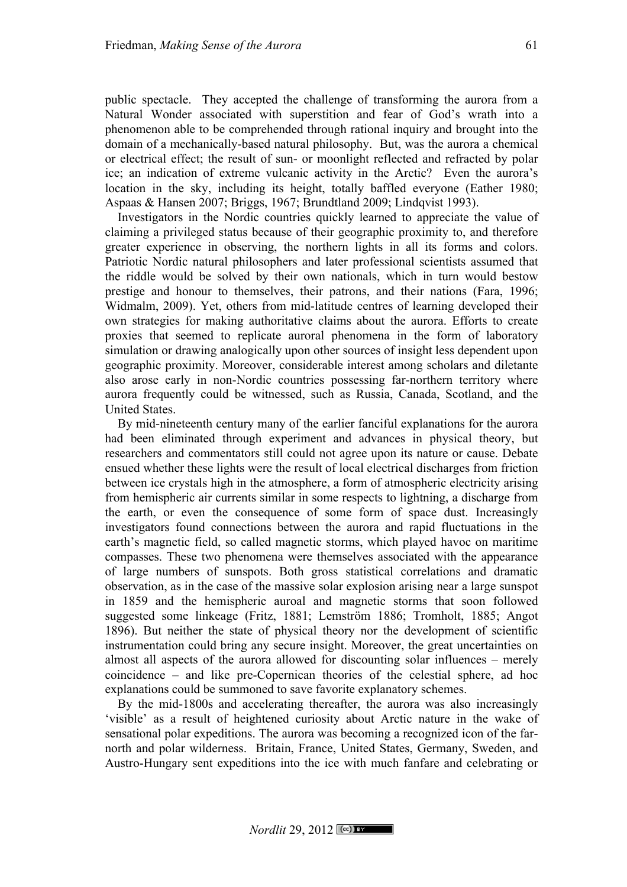public spectacle. They accepted the challenge of transforming the aurora from a Natural Wonder associated with superstition and fear of God's wrath into a phenomenon able to be comprehended through rational inquiry and brought into the domain of a mechanically-based natural philosophy. But, was the aurora a chemical or electrical effect; the result of sun- or moonlight reflected and refracted by polar ice; an indication of extreme vulcanic activity in the Arctic? Even the aurora's location in the sky, including its height, totally baffled everyone (Eather 1980; Aspaas & Hansen 2007; Briggs, 1967; Brundtland 2009; Lindqvist 1993).

Investigators in the Nordic countries quickly learned to appreciate the value of claiming a privileged status because of their geographic proximity to, and therefore greater experience in observing, the northern lights in all its forms and colors. Patriotic Nordic natural philosophers and later professional scientists assumed that the riddle would be solved by their own nationals, which in turn would bestow prestige and honour to themselves, their patrons, and their nations (Fara, 1996; Widmalm, 2009). Yet, others from mid-latitude centres of learning developed their own strategies for making authoritative claims about the aurora. Efforts to create proxies that seemed to replicate auroral phenomena in the form of laboratory simulation or drawing analogically upon other sources of insight less dependent upon geographic proximity. Moreover, considerable interest among scholars and diletante also arose early in non-Nordic countries possessing far-northern territory where aurora frequently could be witnessed, such as Russia, Canada, Scotland, and the United States.

By mid-nineteenth century many of the earlier fanciful explanations for the aurora had been eliminated through experiment and advances in physical theory, but researchers and commentators still could not agree upon its nature or cause. Debate ensued whether these lights were the result of local electrical discharges from friction between ice crystals high in the atmosphere, a form of atmospheric electricity arising from hemispheric air currents similar in some respects to lightning, a discharge from the earth, or even the consequence of some form of space dust. Increasingly investigators found connections between the aurora and rapid fluctuations in the earth's magnetic field, so called magnetic storms, which played havoc on maritime compasses. These two phenomena were themselves associated with the appearance of large numbers of sunspots. Both gross statistical correlations and dramatic observation, as in the case of the massive solar explosion arising near a large sunspot in 1859 and the hemispheric auroal and magnetic storms that soon followed suggested some linkeage (Fritz, 1881; Lemström 1886; Tromholt, 1885; Angot 1896). But neither the state of physical theory nor the development of scientific instrumentation could bring any secure insight. Moreover, the great uncertainties on almost all aspects of the aurora allowed for discounting solar influences – merely coincidence – and like pre-Copernican theories of the celestial sphere, ad hoc explanations could be summoned to save favorite explanatory schemes.

By the mid-1800s and accelerating thereafter, the aurora was also increasingly 'visible' as a result of heightened curiosity about Arctic nature in the wake of sensational polar expeditions. The aurora was becoming a recognized icon of the far-north and polar wilderness. Britain, France, United States, Germany, Sweden, and Austro-Hungary sent expeditions into the ice with much fanfare and celebrating or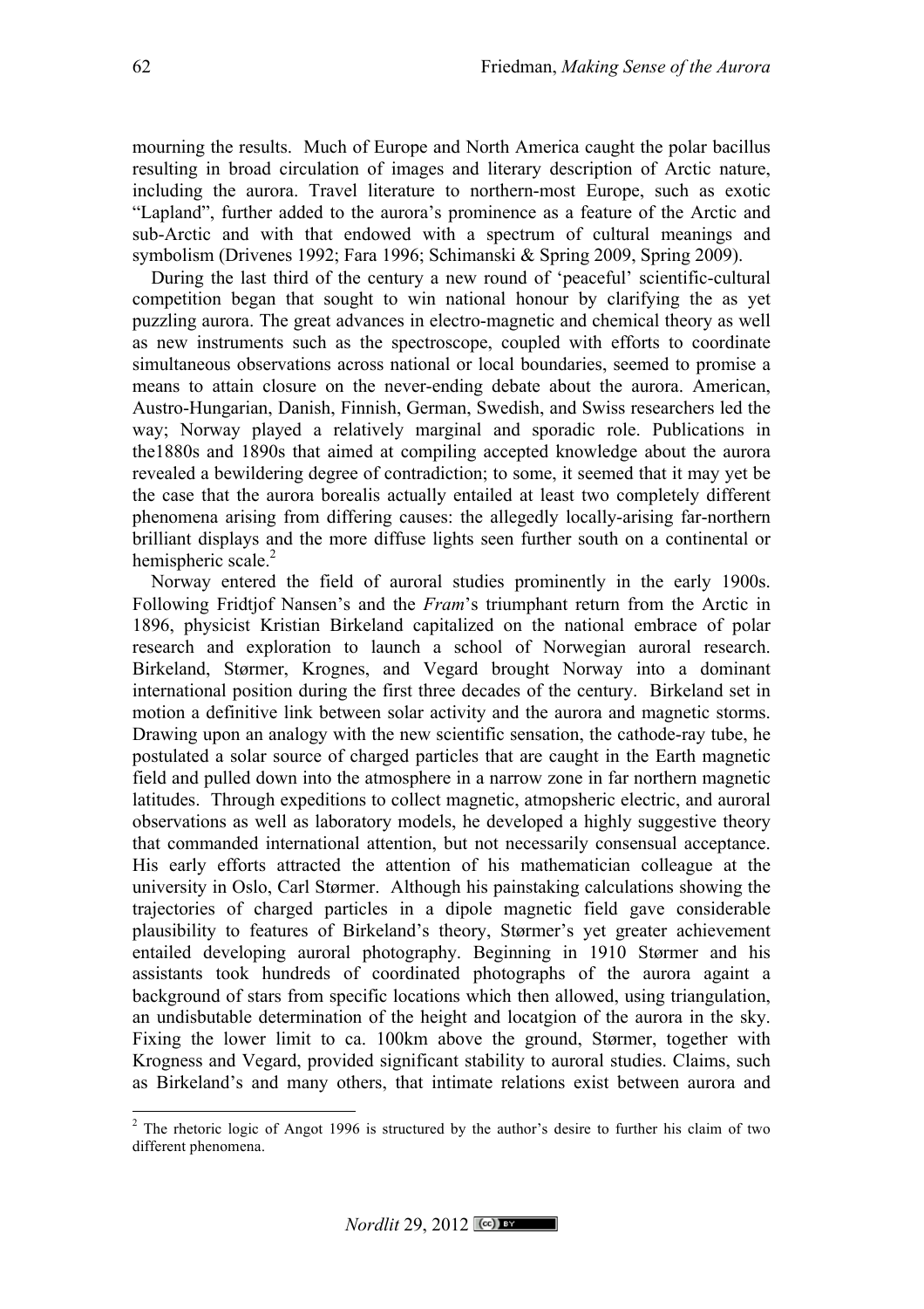mourning the results. Much of Europe and North America caught the polar bacillus resulting in broad circulation of images and literary description of Arctic nature, including the aurora. Travel literature to northern-most Europe, such as exotic "Lapland", further added to the aurora's prominence as a feature of the Arctic and sub-Arctic and with that endowed with a spectrum of cultural meanings and symbolism (Drivenes 1992; Fara 1996; Schimanski & Spring 2009, Spring 2009).

During the last third of the century a new round of 'peaceful' scientific-cultural competition began that sought to win national honour by clarifying the as yet puzzling aurora. The great advances in electro-magnetic and chemical theory as well as new instruments such as the spectroscope, coupled with efforts to coordinate simultaneous observations across national or local boundaries, seemed to promise a means to attain closure on the never-ending debate about the aurora. American, Austro-Hungarian, Danish, Finnish, German, Swedish, and Swiss researchers led the way; Norway played a relatively marginal and sporadic role. Publications in the1880s and 1890s that aimed at compiling accepted knowledge about the aurora revealed a bewildering degree of contradiction; to some, it seemed that it may yet be the case that the aurora borealis actually entailed at least two completely different phenomena arising from differing causes: the allegedly locally-arising far-northern brilliant displays and the more diffuse lights seen further south on a continental or hemispheric scale.[2]

Norway entered the field of auroral studies prominently in the early 1900s. Following Fridtjof Nansen's and the *Fram*'s triumphant return from the Arctic in 1896, physicist Kristian Birkeland capitalized on the national embrace of polar research and exploration to launch a school of Norwegian auroral research. Birkeland, Størmer, Krognes, and Vegard brought Norway into a dominant international position during the first three decades of the century. Birkeland set in motion a definitive link between solar activity and the aurora and magnetic storms. Drawing upon an analogy with the new scientific sensation, the cathode-ray tube, he postulated a solar source of charged particles that are caught in the Earth magnetic field and pulled down into the atmosphere in a narrow zone in far northern magnetic latitudes. Through expeditions to collect magnetic, atmopsheric electric, and auroral observations as well as laboratory models, he developed a highly suggestive theory that commanded international attention, but not necessarily consensual acceptance. His early efforts attracted the attention of his mathematician colleague at the university in Oslo, Carl Størmer. Although his painstaking calculations showing the trajectories of charged particles in a dipole magnetic field gave considerable plausibility to features of Birkeland's theory, Størmer's yet greater achievement entailed developing auroral photography. Beginning in 1910 Størmer and his assistants took hundreds of coordinated photographs of the aurora againt a background of stars from specific locations which then allowed, using triangulation, an undisbutable determination of the height and locatgion of the aurora in the sky. Fixing the lower limit to ca. 100km above the ground, Størmer, together with Krogness and Vegard, provided significant stability to auroral studies. Claims, such as Birkeland's and many others, that intimate relations exist between aurora and

[2] The rhetoric logic of Angot 1996 is structured by the author's desire to further his claim of two different phenomena.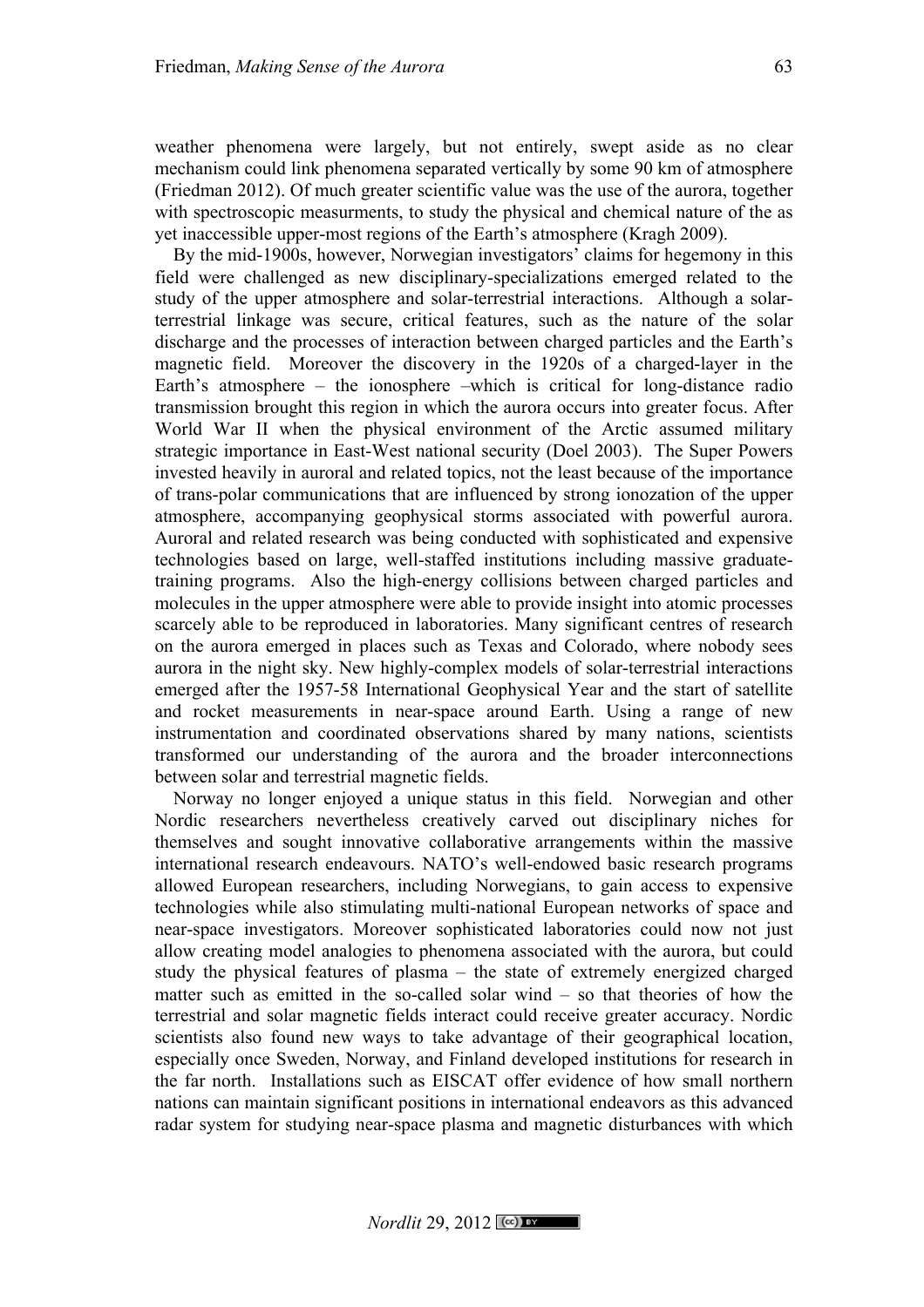weather phenomena were largely, but not entirely, swept aside as no clear mechanism could link phenomena separated vertically by some 90 km of atmosphere (Friedman 2012). Of much greater scientific value was the use of the aurora, together with spectroscopic measurments, to study the physical and chemical nature of the as yet inaccessible upper-most regions of the Earth's atmosphere (Kragh 2009).

By the mid-1900s, however, Norwegian investigators' claims for hegemony in this field were challenged as new disciplinary-specializations emerged related to the study of the upper atmosphere and solar-terrestrial interactions. Although a solar-terrestrial linkage was secure, critical features, such as the nature of the solar discharge and the processes of interaction between charged particles and the Earth's magnetic field. Moreover the discovery in the 1920s of a charged-layer in the Earth's atmosphere – the ionosphere –which is critical for long-distance radio transmission brought this region in which the aurora occurs into greater focus. After World War II when the physical environment of the Arctic assumed military strategic importance in East-West national security (Doel 2003). The Super Powers invested heavily in auroral and related topics, not the least because of the importance of trans-polar communications that are influenced by strong ionozation of the upper atmosphere, accompanying geophysical storms associated with powerful aurora. Auroral and related research was being conducted with sophisticated and expensive technologies based on large, well-staffed institutions including massive graduate-training programs. Also the high-energy collisions between charged particles and molecules in the upper atmosphere were able to provide insight into atomic processes scarcely able to be reproduced in laboratories. Many significant centres of research on the aurora emerged in places such as Texas and Colorado, where nobody sees aurora in the night sky. New highly-complex models of solar-terrestrial interactions emerged after the 1957-58 International Geophysical Year and the start of satellite and rocket measurements in near-space around Earth. Using a range of new instrumentation and coordinated observations shared by many nations, scientists transformed our understanding of the aurora and the broader interconnections between solar and terrestrial magnetic fields.

Norway no longer enjoyed a unique status in this field. Norwegian and other Nordic researchers nevertheless creatively carved out disciplinary niches for themselves and sought innovative collaborative arrangements within the massive international research endeavours. NATO's well-endowed basic research programs allowed European researchers, including Norwegians, to gain access to expensive technologies while also stimulating multi-national European networks of space and near-space investigators. Moreover sophisticated laboratories could now not just allow creating model analogies to phenomena associated with the aurora, but could study the physical features of plasma – the state of extremely energized charged matter such as emitted in the so-called solar wind – so that theories of how the terrestrial and solar magnetic fields interact could receive greater accuracy. Nordic scientists also found new ways to take advantage of their geographical location, especially once Sweden, Norway, and Finland developed institutions for research in the far north. Installations such as EISCAT offer evidence of how small northern nations can maintain significant positions in international endeavors as this advanced radar system for studying near-space plasma and magnetic disturbances with which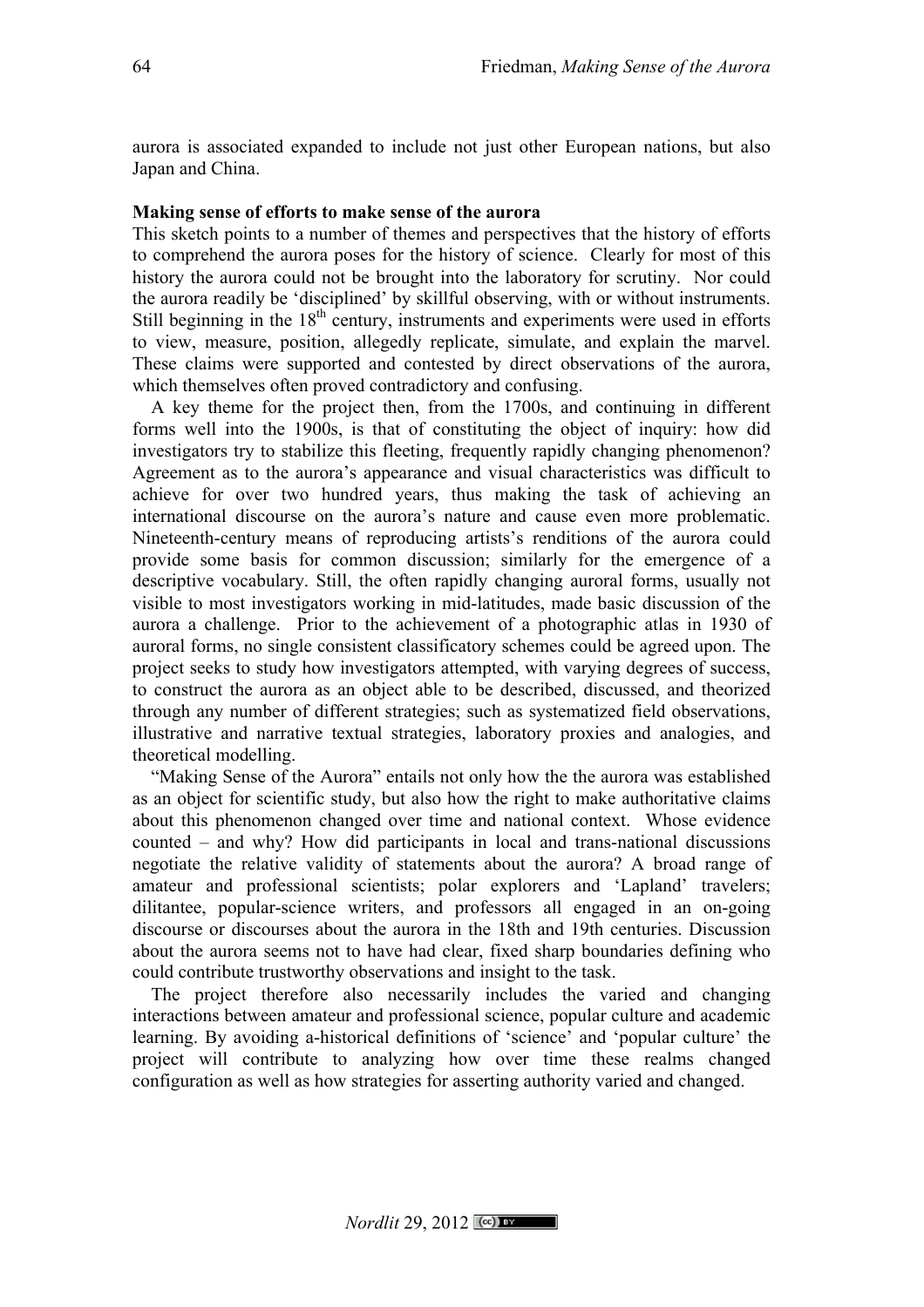aurora is associated expanded to include not just other European nations, but also Japan and China.

**Making sense of efforts to make sense of the aurora**

This sketch points to a number of themes and perspectives that the history of efforts to comprehend the aurora poses for the history of science. Clearly for most of this history the aurora could not be brought into the laboratory for scrutiny. Nor could the aurora readily be 'disciplined' by skillful observing, with or without instruments. Still beginning in the 18th century, instruments and experiments were used in efforts to view, measure, position, allegedly replicate, simulate, and explain the marvel. These claims were supported and contested by direct observations of the aurora, which themselves often proved contradictory and confusing.

A key theme for the project then, from the 1700s, and continuing in different forms well into the 1900s, is that of constituting the object of inquiry: how did investigators try to stabilize this fleeting, frequently rapidly changing phenomenon? Agreement as to the aurora's appearance and visual characteristics was difficult to achieve for over two hundred years, thus making the task of achieving an international discourse on the aurora's nature and cause even more problematic. Nineteenth-century means of reproducing artists's renditions of the aurora could provide some basis for common discussion; similarly for the emergence of a descriptive vocabulary. Still, the often rapidly changing auroral forms, usually not visible to most investigators working in mid-latitudes, made basic discussion of the aurora a challenge. Prior to the achievement of a photographic atlas in 1930 of auroral forms, no single consistent classificatory schemes could be agreed upon. The project seeks to study how investigators attempted, with varying degrees of success, to construct the aurora as an object able to be described, discussed, and theorized through any number of different strategies; such as systematized field observations, illustrative and narrative textual strategies, laboratory proxies and analogies, and theoretical modelling.

"Making Sense of the Aurora" entails not only how the the aurora was established as an object for scientific study, but also how the right to make authoritative claims about this phenomenon changed over time and national context. Whose evidence counted – and why? How did participants in local and trans-national discussions negotiate the relative validity of statements about the aurora? A broad range of amateur and professional scientists; polar explorers and 'Lapland' travelers; dilitantee, popular-science writers, and professors all engaged in an on-going discourse or discourses about the aurora in the 18th and 19th centuries. Discussion about the aurora seems not to have had clear, fixed sharp boundaries defining who could contribute trustworthy observations and insight to the task.

The project therefore also necessarily includes the varied and changing interactions between amateur and professional science, popular culture and academic learning. By avoiding a-historical definitions of 'science' and 'popular culture' the project will contribute to analyzing how over time these realms changed configuration as well as how strategies for asserting authority varied and changed.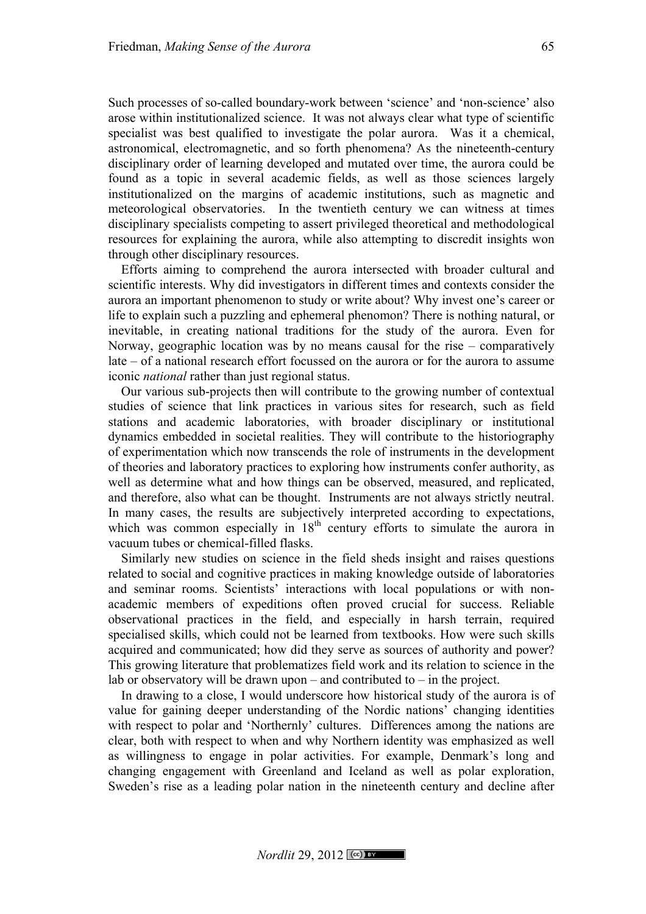Such processes of so-called boundary-work between 'science' and 'non-science' also arose within institutionalized science. It was not always clear what type of scientific specialist was best qualified to investigate the polar aurora. Was it a chemical, astronomical, electromagnetic, and so forth phenomena? As the nineteenth-century disciplinary order of learning developed and mutated over time, the aurora could be found as a topic in several academic fields, as well as those sciences largely institutionalized on the margins of academic institutions, such as magnetic and meteorological observatories. In the twentieth century we can witness at times disciplinary specialists competing to assert privileged theoretical and methodological resources for explaining the aurora, while also attempting to discredit insights won through other disciplinary resources.

Efforts aiming to comprehend the aurora intersected with broader cultural and scientific interests. Why did investigators in different times and contexts consider the aurora an important phenomenon to study or write about? Why invest one's career or life to explain such a puzzling and ephemeral phenomon? There is nothing natural, or inevitable, in creating national traditions for the study of the aurora. Even for Norway, geographic location was by no means causal for the rise – comparatively late – of a national research effort focussed on the aurora or for the aurora to assume iconic *national* rather than just regional status.

Our various sub-projects then will contribute to the growing number of contextual studies of science that link practices in various sites for research, such as field stations and academic laboratories, with broader disciplinary or institutional dynamics embedded in societal realities. They will contribute to the historiography of experimentation which now transcends the role of instruments in the development of theories and laboratory practices to exploring how instruments confer authority, as well as determine what and how things can be observed, measured, and replicated, and therefore, also what can be thought. Instruments are not always strictly neutral. In many cases, the results are subjectively interpreted according to expectations, which was common especially in 18th century efforts to simulate the aurora in vacuum tubes or chemical-filled flasks.

Similarly new studies on science in the field sheds insight and raises questions related to social and cognitive practices in making knowledge outside of laboratories and seminar rooms. Scientists' interactions with local populations or with non-academic members of expeditions often proved crucial for success. Reliable observational practices in the field, and especially in harsh terrain, required specialised skills, which could not be learned from textbooks. How were such skills acquired and communicated; how did they serve as sources of authority and power? This growing literature that problematizes field work and its relation to science in the lab or observatory will be drawn upon – and contributed to – in the project.

In drawing to a close, I would underscore how historical study of the aurora is of value for gaining deeper understanding of the Nordic nations' changing identities with respect to polar and 'Northernly' cultures. Differences among the nations are clear, both with respect to when and why Northern identity was emphasized as well as willingness to engage in polar activities. For example, Denmark's long and changing engagement with Greenland and Iceland as well as polar exploration, Sweden's rise as a leading polar nation in the nineteenth century and decline after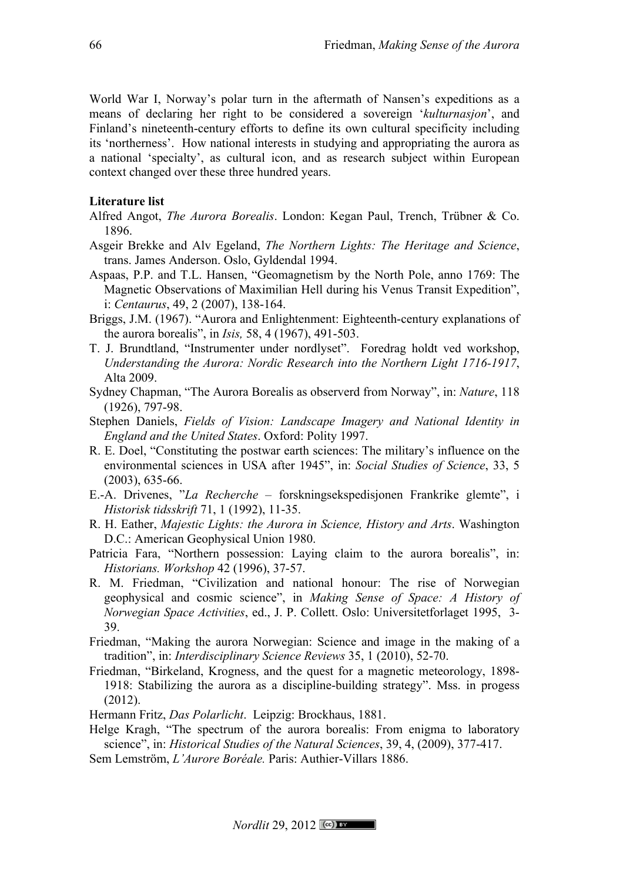World War I, Norway's polar turn in the aftermath of Nansen's expeditions as a means of declaring her right to be considered a sovereign '*kulturnasjon*', and Finland's nineteenth-century efforts to define its own cultural specificity including its 'northerness'. How national interests in studying and appropriating the aurora as a national 'specialty', as cultural icon, and as research subject within European context changed over these three hundred years.

**Literature list**

Alfred Angot, *The Aurora Borealis*. London: Kegan Paul, Trench, Trübner & Co. 1896.

Asgeir Brekke and Alv Egeland, *The Northern Lights: The Heritage and Science*, trans. James Anderson. Oslo, Gyldendal 1994.

Aspaas, P.P. and T.L. Hansen, "Geomagnetism by the North Pole, anno 1769: The Magnetic Observations of Maximilian Hell during his Venus Transit Expedition", i: *Centaurus*, 49, 2 (2007), 138-164.

Briggs, J.M. (1967). "Aurora and Enlightenment: Eighteenth-century explanations of the aurora borealis", in *Isis,* 58, 4 (1967), 491-503.

T. J. Brundtland, "Instrumenter under nordlyset". Foredrag holdt ved workshop, *Understanding the Aurora: Nordic Research into the Northern Light 1716-1917*, Alta 2009.

Sydney Chapman, "The Aurora Borealis as observerd from Norway", in: *Nature*, 118 (1926), 797-98.

Stephen Daniels, *Fields of Vision: Landscape Imagery and National Identity in England and the United States*. Oxford: Polity 1997.

R. E. Doel, "Constituting the postwar earth sciences: The military's influence on the environmental sciences in USA after 1945", in: *Social Studies of Science*, 33, 5 (2003), 635-66.

E.-A. Drivenes, "*La Recherche* – forskningsekspedisjonen Frankrike glemte", i *Historisk tidsskrift* 71, 1 (1992), 11-35.

R. H. Eather, *Majestic Lights: the Aurora in Science, History and Arts*. Washington D.C.: American Geophysical Union 1980.

Patricia Fara, "Northern possession: Laying claim to the aurora borealis", in: *Historians. Workshop* 42 (1996), 37-57.

R. M. Friedman, "Civilization and national honour: The rise of Norwegian geophysical and cosmic science", in *Making Sense of Space: A History of Norwegian Space Activities*, ed., J. P. Collett. Oslo: Universitetforlaget 1995, 3-39.

Friedman, "Making the aurora Norwegian: Science and image in the making of a tradition", in: *Interdisciplinary Science Reviews* 35, 1 (2010), 52-70.

Friedman, "Birkeland, Krogness, and the quest for a magnetic meteorology, 1898-1918: Stabilizing the aurora as a discipline-building strategy". Mss. in progess (2012).

Hermann Fritz, *Das Polarlicht*. Leipzig: Brockhaus, 1881.

Helge Kragh, "The spectrum of the aurora borealis: From enigma to laboratory science", in: *Historical Studies of the Natural Sciences*, 39, 4, (2009), 377-417.

Sem Lemström, *L'Aurore Boréale.* Paris: Authier-Villars 1886.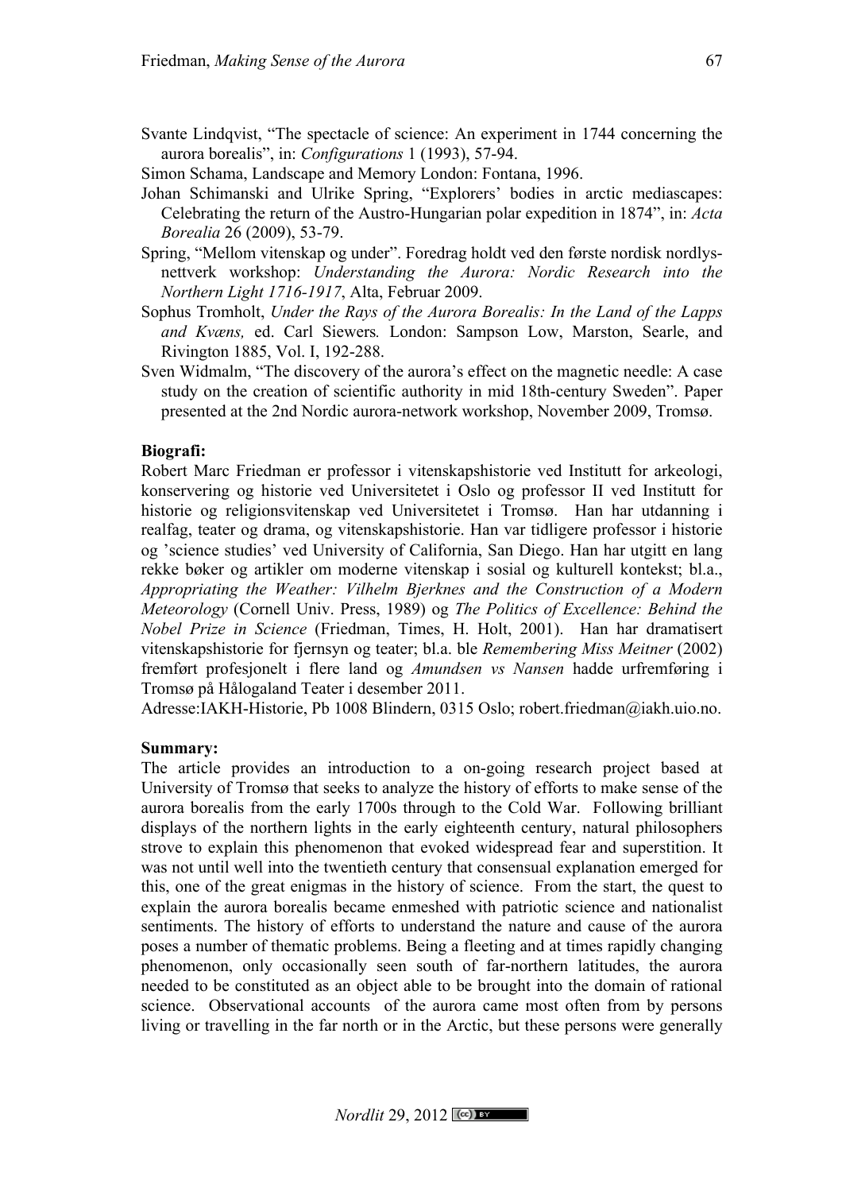Svante Lindqvist, "The spectacle of science: An experiment in 1744 concerning the aurora borealis", in: *Configurations* 1 (1993), 57-94.

Simon Schama, Landscape and Memory London: Fontana, 1996.

Johan Schimanski and Ulrike Spring, "Explorers' bodies in arctic mediascapes: Celebrating the return of the Austro-Hungarian polar expedition in 1874", in: *Acta Borealia* 26 (2009), 53-79.

Spring, "Mellom vitenskap og under". Foredrag holdt ved den første nordisk nordlys-nettverk workshop: *Understanding the Aurora: Nordic Research into the Northern Light 1716-1917*, Alta, Februar 2009.

Sophus Tromholt, *Under the Rays of the Aurora Borealis: In the Land of the Lapps and Kvæns,* ed. Carl Siewers*.* London: Sampson Low, Marston, Searle, and Rivington 1885, Vol. I, 192-288.

Sven Widmalm, "The discovery of the aurora's effect on the magnetic needle: A case study on the creation of scientific authority in mid 18th-century Sweden". Paper presented at the 2nd Nordic aurora-network workshop, November 2009, Tromsø.

**Biografi:**

Robert Marc Friedman er professor i vitenskapshistorie ved Institutt for arkeologi, konservering og historie ved Universitetet i Oslo og professor II ved Institutt for historie og religionsvitenskap ved Universitetet i Tromsø. Han har utdanning i realfag, teater og drama, og vitenskapshistorie. Han var tidligere professor i historie og 'science studies' ved University of California, San Diego. Han har utgitt en lang rekke bøker og artikler om moderne vitenskap i sosial og kulturell kontekst; bl.a., *Appropriating the Weather: Vilhelm Bjerknes and the Construction of a Modern Meteorology* (Cornell Univ. Press, 1989) og *The Politics of Excellence: Behind the Nobel Prize in Science* (Friedman, Times, H. Holt, 2001). Han har dramatisert vitenskapshistorie for fjernsyn og teater; bl.a. ble *Remembering Miss Meitner* (2002) fremført profesjonelt i flere land og *Amundsen vs Nansen* hadde urfremføring i Tromsø på Hålogaland Teater i desember 2011.

Adresse:IAKH-Historie, Pb 1008 Blindern, 0315 Oslo; robert.friedman@iakh.uio.no.

**Summary:**

The article provides an introduction to a on-going research project based at University of Tromsø that seeks to analyze the history of efforts to make sense of the aurora borealis from the early 1700s through to the Cold War. Following brilliant displays of the northern lights in the early eighteenth century, natural philosophers strove to explain this phenomenon that evoked widespread fear and superstition. It was not until well into the twentieth century that consensual explanation emerged for this, one of the great enigmas in the history of science. From the start, the quest to explain the aurora borealis became enmeshed with patriotic science and nationalist sentiments. The history of efforts to understand the nature and cause of the aurora poses a number of thematic problems. Being a fleeting and at times rapidly changing phenomenon, only occasionally seen south of far-northern latitudes, the aurora needed to be constituted as an object able to be brought into the domain of rational science. Observational accounts of the aurora came most often from by persons living or travelling in the far north or in the Arctic, but these persons were generally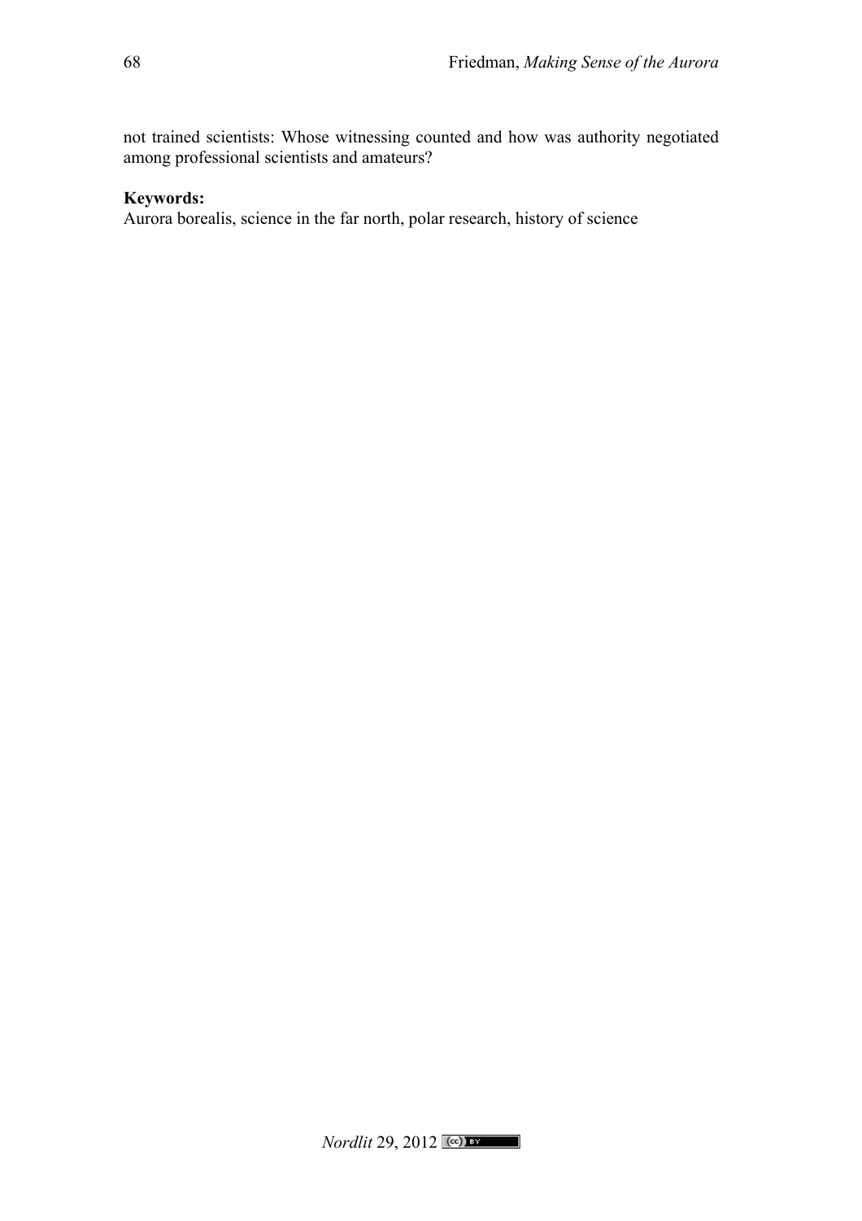not trained scientists: Whose witnessing counted and how was authority negotiated among professional scientists and amateurs?

**Keywords:**
Aurora borealis, science in the far north, polar research, history of science